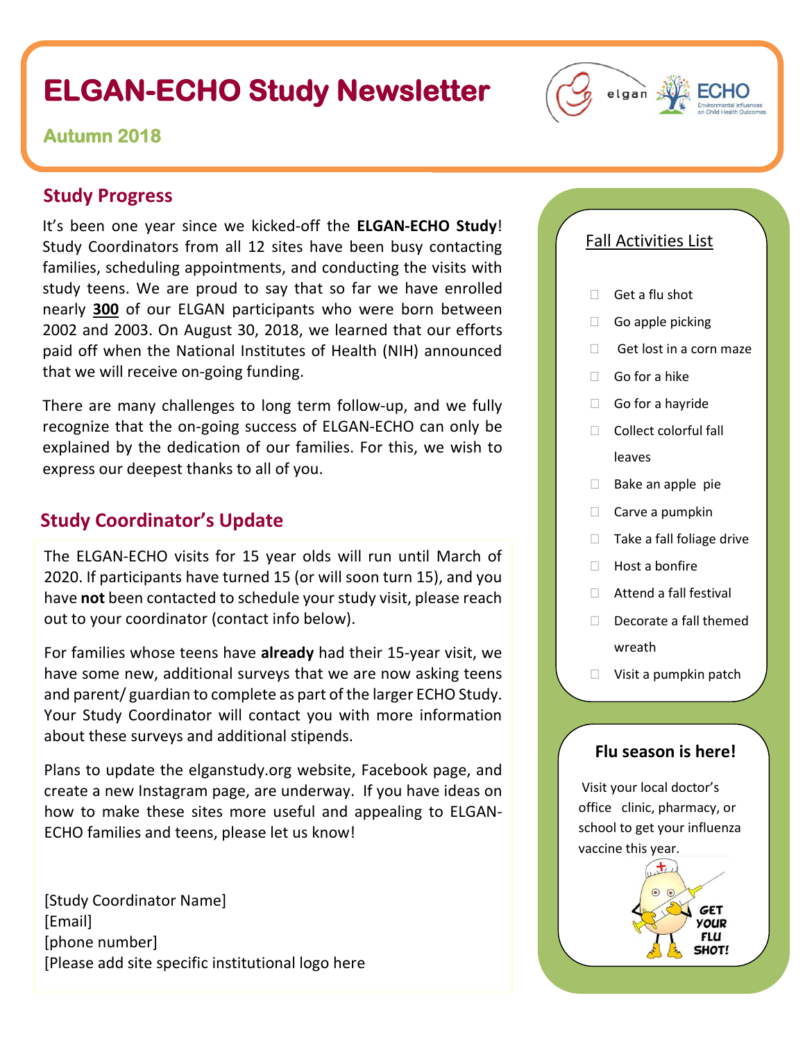# ELGAN-ECHO Study Newsletter

**Autumn 2018**

## Study Progress

It's been one year since we kicked-off the **ELGAN-ECHO Study**! Study Coordinators from all 12 sites have been busy contacting families, scheduling appointments, and conducting the visits with study teens. We are proud to say that so far we have enrolled nearly **300** of our ELGAN participants who were born between 2002 and 2003. On August 30, 2018, we learned that our efforts paid off when the National Institutes of Health (NIH) announced that we will receive on-going funding.

There are many challenges to long term follow-up, and we fully recognize that the on-going success of ELGAN-ECHO can only be explained by the dedication of our families. For this, we wish to express our deepest thanks to all of you.

## Study Coordinator's Update

The ELGAN-ECHO visits for 15 year olds will run until March of 2020. If participants have turned 15 (or will soon turn 15), and you have **not** been contacted to schedule your study visit, please reach out to your coordinator (contact info below).

For families whose teens have **already** had their 15-year visit, we have some new, additional surveys that we are now asking teens and parent/ guardian to complete as part of the larger ECHO Study. Your Study Coordinator will contact you with more information about these surveys and additional stipends.

Plans to update the elganstudy.org website, Facebook page, and create a new Instagram page, are underway. If you have ideas on how to make these sites more useful and appealing to ELGAN-ECHO families and teens, please let us know!

[Study Coordinator Name]
[Email]
[phone number]
[Please add site specific institutional logo here

## Fall Activities List

- Get a flu shot
- Go apple picking
- Get lost in a corn maze
- Go for a hike
- Go for a hayride
- Collect colorful fall leaves
- Bake an apple pie
- Carve a pumpkin
- Take a fall foliage drive
- Host a bonfire
- Attend a fall festival
- Decorate a fall themed wreath
- Visit a pumpkin patch

## Flu season is here!

Visit your local doctor's office clinic, pharmacy, or school to get your influenza vaccine this year.

GET YOUR FLU SHOT!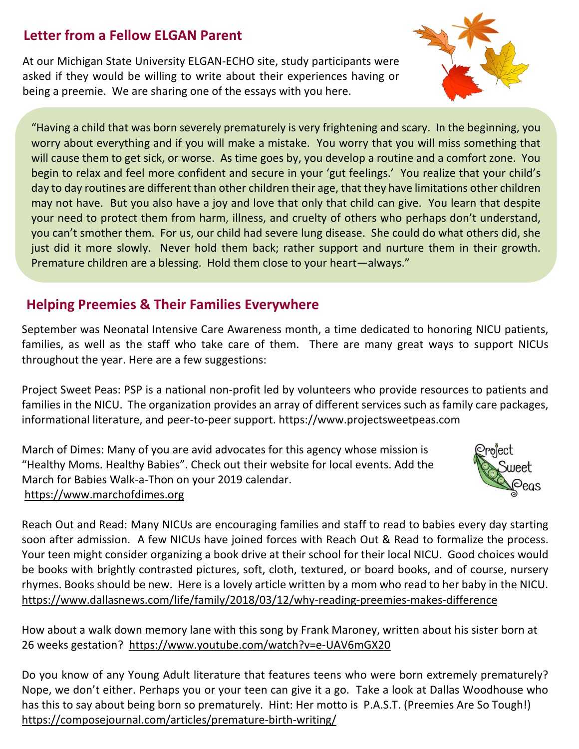## Letter from a Fellow ELGAN Parent

At our Michigan State University ELGAN-ECHO site, study participants were asked if they would be willing to write about their experiences having or being a preemie. We are sharing one of the essays with you here.

"Having a child that was born severely prematurely is very frightening and scary. In the beginning, you worry about everything and if you will make a mistake. You worry that you will miss something that will cause them to get sick, or worse. As time goes by, you develop a routine and a comfort zone. You begin to relax and feel more confident and secure in your 'gut feelings.' You realize that your child's day to day routines are different than other children their age, that they have limitations other children may not have. But you also have a joy and love that only that child can give. You learn that despite your need to protect them from harm, illness, and cruelty of others who perhaps don't understand, you can't smother them. For us, our child had severe lung disease. She could do what others did, she just did it more slowly. Never hold them back; rather support and nurture them in their growth. Premature children are a blessing. Hold them close to your heart—always."

## Helping Preemies & Their Families Everywhere

September was Neonatal Intensive Care Awareness month, a time dedicated to honoring NICU patients, families, as well as the staff who take care of them. There are many great ways to support NICUs throughout the year. Here are a few suggestions:

Project Sweet Peas: PSP is a national non-profit led by volunteers who provide resources to patients and families in the NICU. The organization provides an array of different services such as family care packages, informational literature, and peer-to-peer support. https://www.projectsweetpeas.com

March of Dimes: Many of you are avid advocates for this agency whose mission is "Healthy Moms. Healthy Babies". Check out their website for local events. Add the March for Babies Walk-a-Thon on your 2019 calendar. https://www.marchofdimes.org

Reach Out and Read: Many NICUs are encouraging families and staff to read to babies every day starting soon after admission. A few NICUs have joined forces with Reach Out & Read to formalize the process. Your teen might consider organizing a book drive at their school for their local NICU. Good choices would be books with brightly contrasted pictures, soft, cloth, textured, or board books, and of course, nursery rhymes. Books should be new. Here is a lovely article written by a mom who read to her baby in the NICU. https://www.dallasnews.com/life/family/2018/03/12/why-reading-preemies-makes-difference

How about a walk down memory lane with this song by Frank Maroney, written about his sister born at 26 weeks gestation? https://www.youtube.com/watch?v=e-UAV6mGX20

Do you know of any Young Adult literature that features teens who were born extremely prematurely? Nope, we don't either. Perhaps you or your teen can give it a go. Take a look at Dallas Woodhouse who has this to say about being born so prematurely. Hint: Her motto is P.A.S.T. (Preemies Are So Tough!) https://composejournal.com/articles/premature-birth-writing/